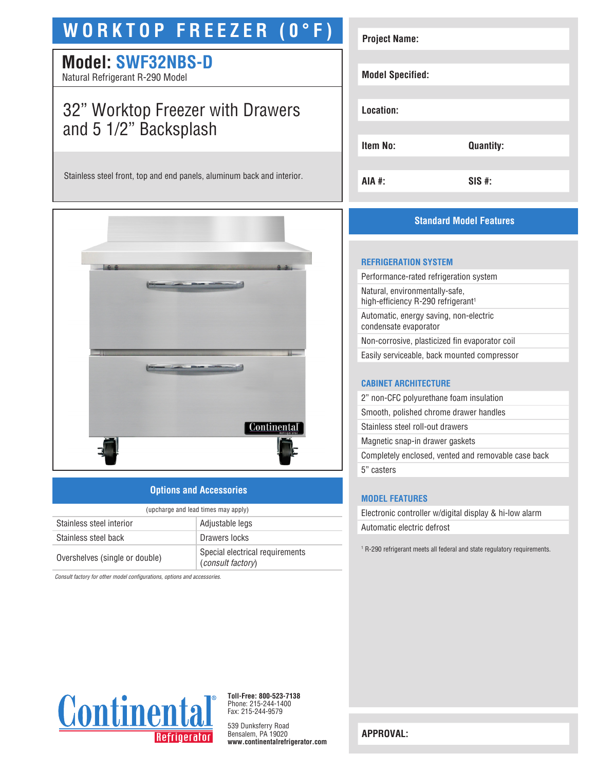# WORKTOP FREEZER (0°F)

## Model: SWF32NBS-D

Natural Refrigerant R-290 Model

## 32" Worktop Freezer with Drawers and 5 1/2" Backsplash

Stainless steel front, top and end panels, aluminum back and interior.

| Project Name: | |
| --- | --- |
| Model Specified: | |
| Location: | |
| Item No: | Quantity: |
| AIA #: | SIS #: |

## Options and Accessories

(upcharge and lead times may apply)

| | |
| --- | --- |
| Stainless steel interior | Adjustable legs |
| Stainless steel back | Drawers locks |
| Overshelves (single or double) | Special electrical requirements (*consult factory*) |

*Consult factory for other model configurations, options and accessories.*

## Standard Model Features

### REFRIGERATION SYSTEM

- Performance-rated refrigeration system
- Natural, environmentally-safe, high-efficiency R-290 refrigerant[1]
- Automatic, energy saving, non-electric condensate evaporator
- Non-corrosive, plasticized fin evaporator coil
- Easily serviceable, back mounted compressor

### CABINET ARCHITECTURE

- 2" non-CFC polyurethane foam insulation
- Smooth, polished chrome drawer handles
- Stainless steel roll-out drawers
- Magnetic snap-in drawer gaskets
- Completely enclosed, vented and removable case back
- 5" casters

### MODEL FEATURES

- Electronic controller w/digital display & hi-low alarm
- Automatic electric defrost

[1] R-290 refrigerant meets all federal and state regulatory requirements.

**APPROVAL:**

Continental® Refrigerator

**Toll-Free: 800-523-7138**
Phone: 215-244-1400
Fax: 215-244-9579

539 Dunksferry Road
Bensalem, PA 19020
**www.continentalrefrigerator.com**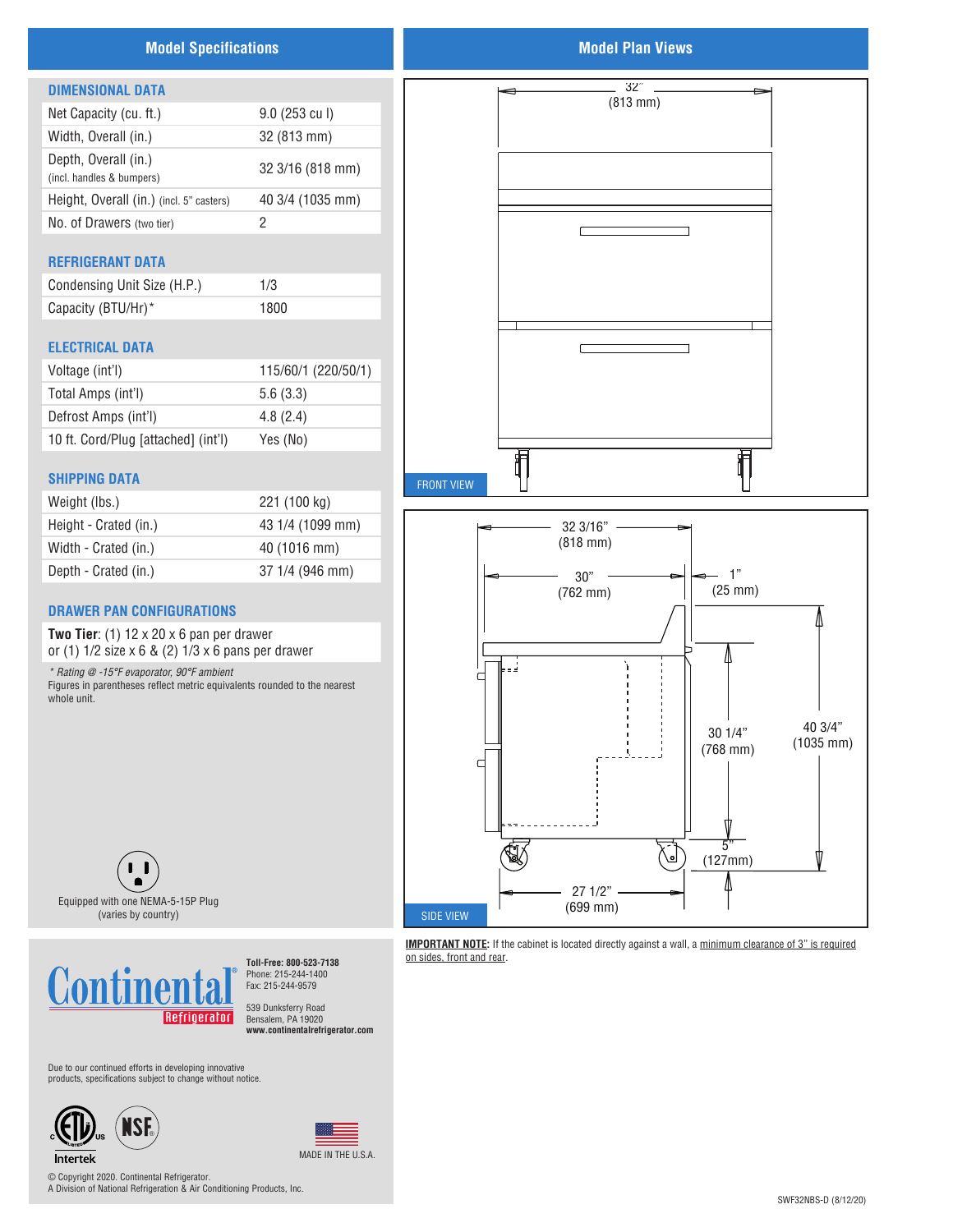## Model Specifications

### DIMENSIONAL DATA

| | |
|---|---|
| Net Capacity (cu. ft.) | 9.0 (253 cu l) |
| Width, Overall (in.) | 32 (813 mm) |
| Depth, Overall (in.) (incl. handles & bumpers) | 32 3/16 (818 mm) |
| Height, Overall (in.) (incl. 5" casters) | 40 3/4 (1035 mm) |
| No. of Drawers (two tier) | 2 |

### REFRIGERANT DATA

| | |
|---|---|
| Condensing Unit Size (H.P.) | 1/3 |
| Capacity (BTU/Hr)* | 1800 |

### ELECTRICAL DATA

| | |
|---|---|
| Voltage (int'l) | 115/60/1 (220/50/1) |
| Total Amps (int'l) | 5.6 (3.3) |
| Defrost Amps (int'l) | 4.8 (2.4) |
| 10 ft. Cord/Plug [attached] (int'l) | Yes (No) |

### SHIPPING DATA

| | |
|---|---|
| Weight (lbs.) | 221 (100 kg) |
| Height - Crated (in.) | 43 1/4 (1099 mm) |
| Width - Crated (in.) | 40 (1016 mm) |
| Depth - Crated (in.) | 37 1/4 (946 mm) |

### DRAWER PAN CONFIGURATIONS

**Two Tier**: (1) 12 x 20 x 6 pan per drawer
or (1) 1/2 size x 6 & (2) 1/3 x 6 pans per drawer

*\* Rating @ -15°F evaporator, 90°F ambient*
Figures in parentheses reflect metric equivalents rounded to the nearest whole unit.

Equipped with one NEMA-5-15P Plug (varies by country)

## Model Plan Views

32"
(813 mm)

FRONT VIEW

32 3/16"
(818 mm)
30"
(762 mm)
1"
(25 mm)
30 1/4"
(768 mm)
40 3/4"
(1035 mm)
5"
(127mm)
27 1/2"
(699 mm)

SIDE VIEW

**IMPORTANT NOTE:** If the cabinet is located directly against a wall, a minimum clearance of 3" is required on sides, front and rear.

Continental® Refrigerator

**Toll-Free: 800-523-7138**
Phone: 215-244-1400
Fax: 215-244-9579

539 Dunksferry Road
Bensalem, PA 19020
**www.continentalrefrigerator.com**

Due to our continued efforts in developing innovative products, specifications subject to change without notice.

Intertek

MADE IN THE U.S.A.

© Copyright 2020. Continental Refrigerator.
A Division of National Refrigeration & Air Conditioning Products, Inc.

SWF32NBS-D (8/12/20)